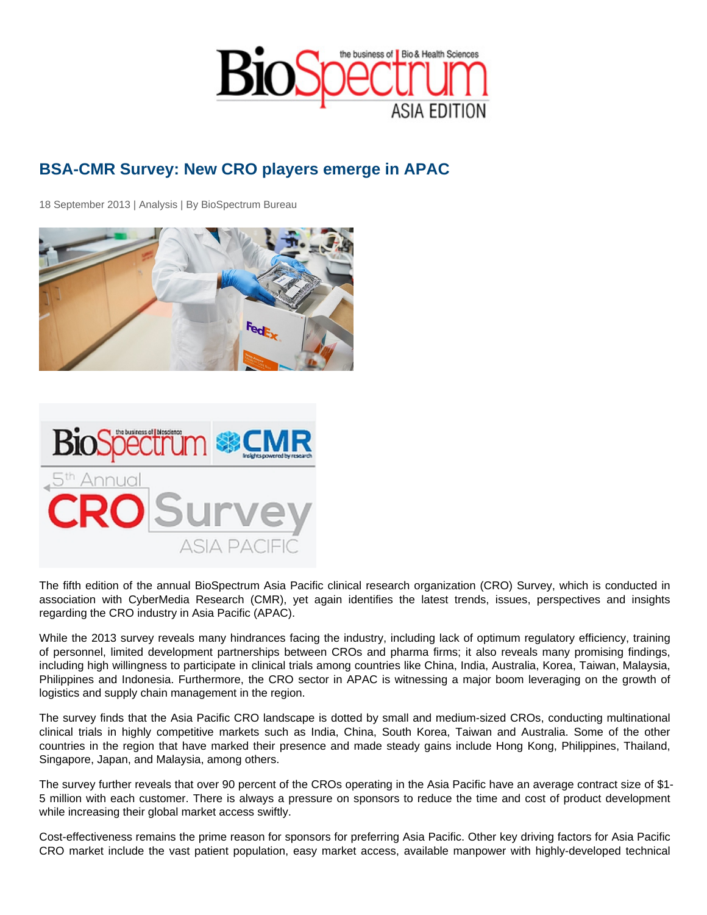# BSA-CMR Survey: New CRO players emerge in APAC

18 September 2013 | Analysis | By BioSpectrum Bureau

The fifth edition of the annual BioSpectrum Asia Pacific clinical research organization (CRO) Survey, which is conducted in association with CyberMedia Research (CMR), yet again identifies the latest trends, issues, perspectives and insights regarding the CRO industry in Asia Pacific (APAC).

While the 2013 survey reveals many hindrances facing the industry, including lack of optimum regulatory efficiency, training of personnel, limited development partnerships between CROs and pharma firms; it also reveals many promising findings, including high willingness to participate in clinical trials among countries like China, India, Australia, Korea, Taiwan, Malaysia, Philippines and Indonesia. Furthermore, the CRO sector in APAC is witnessing a major boom leveraging on the growth of logistics and supply chain management in the region.

The survey finds that the Asia Pacific CRO landscape is dotted by small and medium-sized CROs, conducting multinational clinical trials in highly competitive markets such as India, China, South Korea, Taiwan and Australia. Some of the other countries in the region that have marked their presence and made steady gains include Hong Kong, Philippines, Thailand, Singapore, Japan, and Malaysia, among others.

The survey further reveals that over 90 percent of the CROs operating in the Asia Pacific have an average contract size of $1-5 million with each customer. There is always a pressure on sponsors to reduce the time and cost of product development while increasing their global market access swiftly.

Cost-effectiveness remains the prime reason for sponsors for preferring Asia Pacific. Other key driving factors for Asia Pacific CRO market include the vast patient population, easy market access, available manpower with highly-developed technical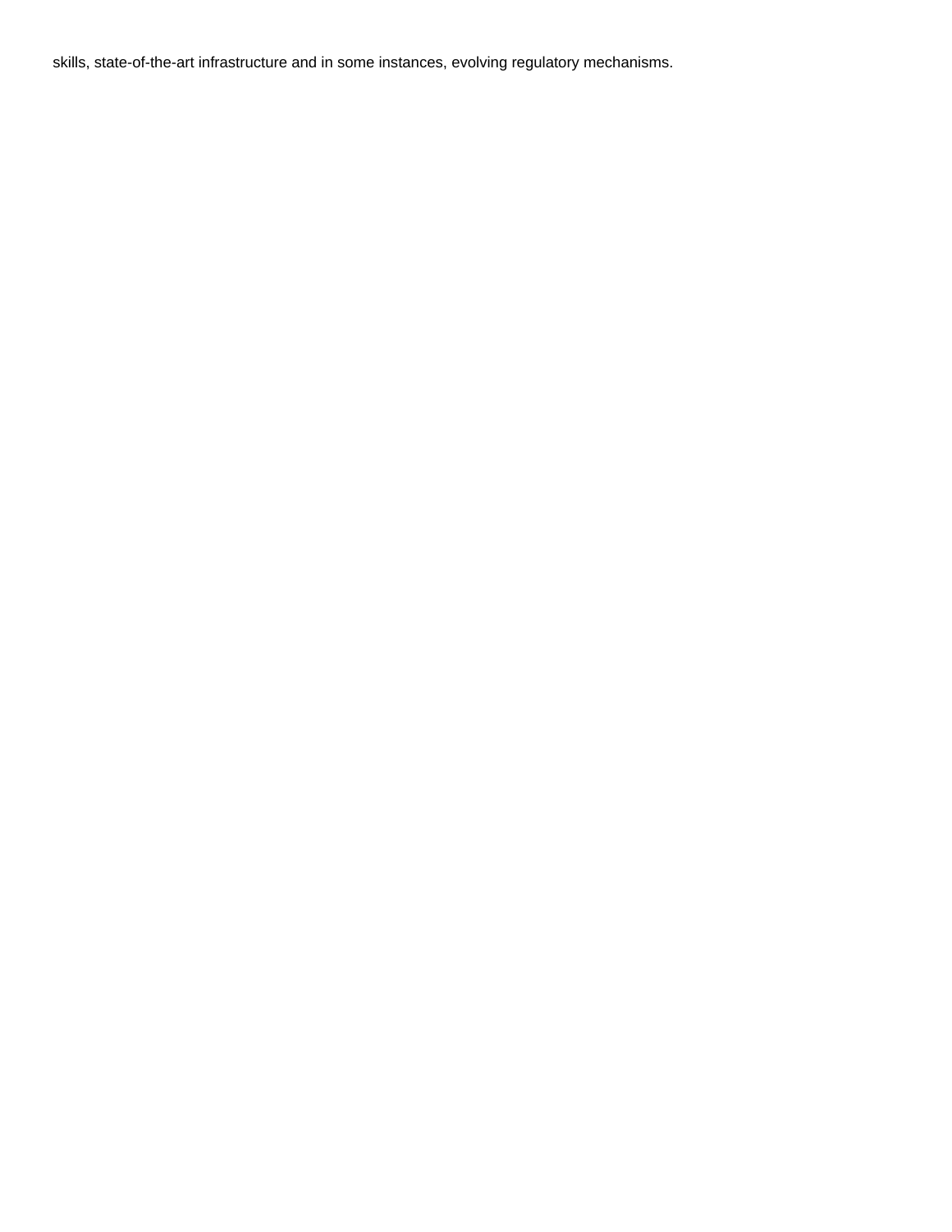skills, state-of-the-art infrastructure and in some instances, evolving regulatory mechanisms.